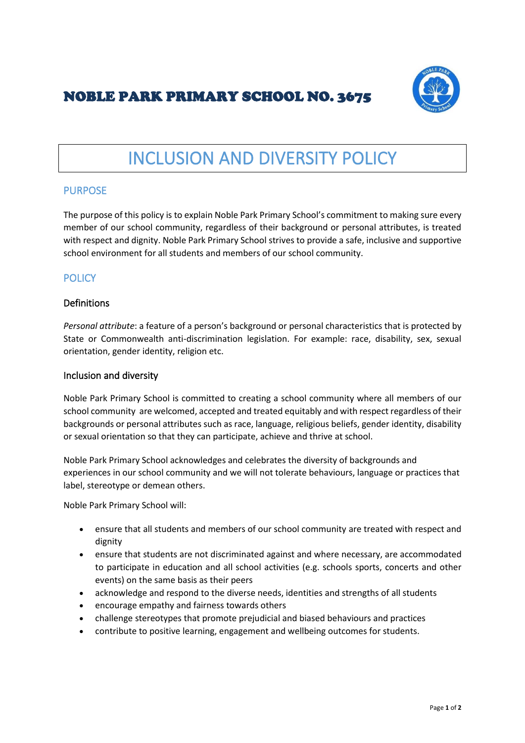# NOBLE PARK PRIMARY SCHOOL NO. 3675

# INCLUSION AND DIVERSITY POLICY

## PURPOSE

The purpose of this policy is to explain Noble Park Primary School's commitment to making sure every member of our school community, regardless of their background or personal attributes, is treated with respect and dignity. Noble Park Primary School strives to provide a safe, inclusive and supportive school environment for all students and members of our school community.

## POLICY

### Definitions

*Personal attribute*: a feature of a person's background or personal characteristics that is protected by State or Commonwealth anti-discrimination legislation. For example: race, disability, sex, sexual orientation, gender identity, religion etc.

### Inclusion and diversity

Noble Park Primary School is committed to creating a school community where all members of our school community are welcomed, accepted and treated equitably and with respect regardless of their backgrounds or personal attributes such as race, language, religious beliefs, gender identity, disability or sexual orientation so that they can participate, achieve and thrive at school.

Noble Park Primary School acknowledges and celebrates the diversity of backgrounds and experiences in our school community and we will not tolerate behaviours, language or practices that label, stereotype or demean others.

Noble Park Primary School will:

- ensure that all students and members of our school community are treated with respect and dignity
- ensure that students are not discriminated against and where necessary, are accommodated to participate in education and all school activities (e.g. schools sports, concerts and other events) on the same basis as their peers
- acknowledge and respond to the diverse needs, identities and strengths of all students
- encourage empathy and fairness towards others
- challenge stereotypes that promote prejudicial and biased behaviours and practices
- contribute to positive learning, engagement and wellbeing outcomes for students.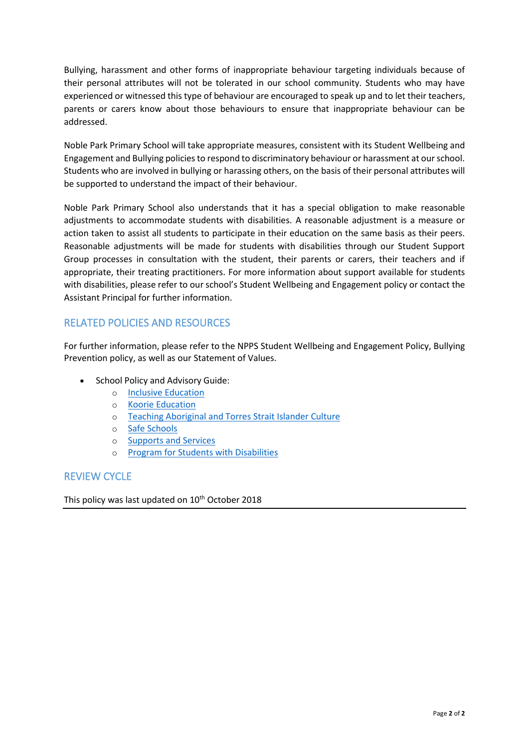Bullying, harassment and other forms of inappropriate behaviour targeting individuals because of their personal attributes will not be tolerated in our school community. Students who may have experienced or witnessed this type of behaviour are encouraged to speak up and to let their teachers, parents or carers know about those behaviours to ensure that inappropriate behaviour can be addressed.

Noble Park Primary School will take appropriate measures, consistent with its Student Wellbeing and Engagement and Bullying policies to respond to discriminatory behaviour or harassment at our school. Students who are involved in bullying or harassing others, on the basis of their personal attributes will be supported to understand the impact of their behaviour.

Noble Park Primary School also understands that it has a special obligation to make reasonable adjustments to accommodate students with disabilities. A reasonable adjustment is a measure or action taken to assist all students to participate in their education on the same basis as their peers. Reasonable adjustments will be made for students with disabilities through our Student Support Group processes in consultation with the student, their parents or carers, their teachers and if appropriate, their treating practitioners. For more information about support available for students with disabilities, please refer to our school's Student Wellbeing and Engagement policy or contact the Assistant Principal for further information.

## RELATED POLICIES AND RESOURCES

For further information, please refer to the NPPS Student Wellbeing and Engagement Policy, Bullying Prevention policy, as well as our Statement of Values.

- School Policy and Advisory Guide:
  - Inclusive Education
  - Koorie Education
  - Teaching Aboriginal and Torres Strait Islander Culture
  - Safe Schools
  - Supports and Services
  - Program for Students with Disabilities

## REVIEW CYCLE

This policy was last updated on 10th October 2018